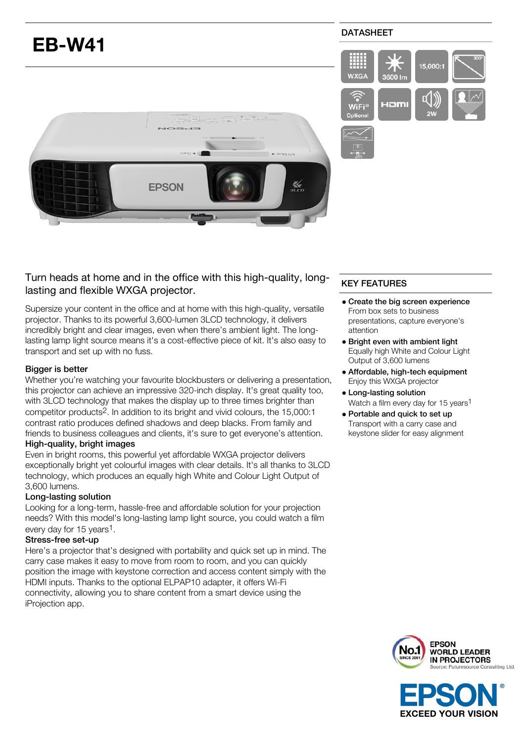# EB-W41

DATASHEET

WXGA | 3600 lm | 15,000:1 | 300" | WiFi Optional | HDMI | 2W

## Turn heads at home and in the office with this high-quality, long-lasting and flexible WXGA projector.

Supersize your content in the office and at home with this high-quality, versatile projector. Thanks to its powerful 3,600-lumen 3LCD technology, it delivers incredibly bright and clear images, even when there's ambient light. The long-lasting lamp light source means it's a cost-effective piece of kit. It's also easy to transport and set up with no fuss.

### Bigger is better

Whether you're watching your favourite blockbusters or delivering a presentation, this projector can achieve an impressive 320-inch display. It's great quality too, with 3LCD technology that makes the display up to three times brighter than competitor products[2]. In addition to its bright and vivid colours, the 15,000:1 contrast ratio produces defined shadows and deep blacks. From family and friends to business colleagues and clients, it's sure to get everyone's attention.

### High-quality, bright images

Even in bright rooms, this powerful yet affordable WXGA projector delivers exceptionally bright yet colourful images with clear details. It's all thanks to 3LCD technology, which produces an equally high White and Colour Light Output of 3,600 lumens.

### Long-lasting solution

Looking for a long-term, hassle-free and affordable solution for your projection needs? With this model's long-lasting lamp light source, you could watch a film every day for 15 years[1].

### Stress-free set-up

Here's a projector that's designed with portability and quick set up in mind. The carry case makes it easy to move from room to room, and you can quickly position the image with keystone correction and access content simply with the HDMI inputs. Thanks to the optional ELPAP10 adapter, it offers Wi-Fi connectivity, allowing you to share content from a smart device using the iProjection app.

## KEY FEATURES

- **Create the big screen experience**
  From box sets to business presentations, capture everyone's attention
- **Bright even with ambient light**
  Equally high White and Colour Light Output of 3,600 lumens
- **Affordable, high-tech equipment**
  Enjoy this WXGA projector
- **Long-lasting solution**
  Watch a film every day for 15 years[1]
- **Portable and quick to set up**
  Transport with a carry case and keystone slider for easy alignment

No.1 SINCE 2001 EPSON WORLD LEADER IN PROJECTORS
Source: Futuresource Consulting Ltd.

EPSON® EXCEED YOUR VISION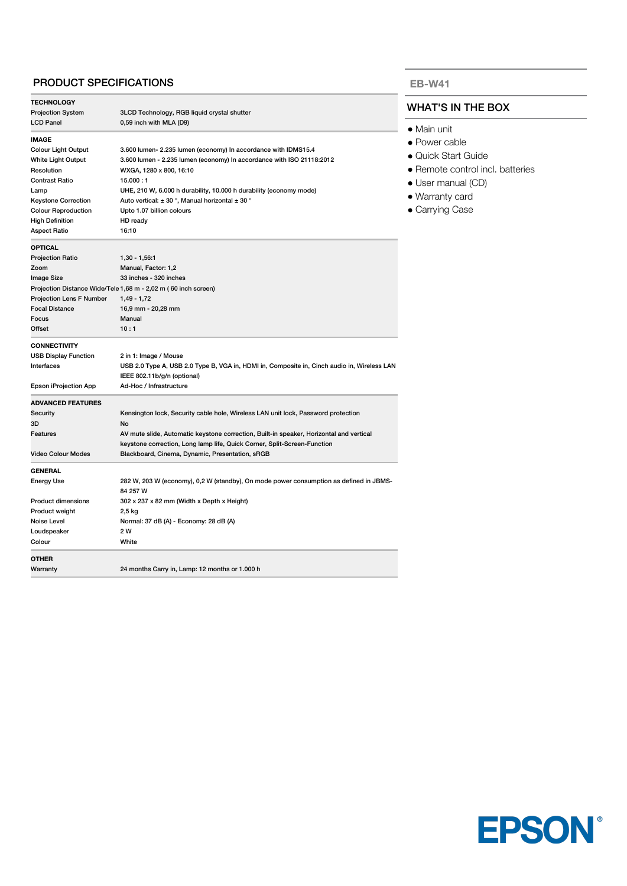## PRODUCT SPECIFICATIONS

| TECHNOLOGY | |
|---|---|
| Projection System | 3LCD Technology, RGB liquid crystal shutter |
| LCD Panel | 0,59 inch with MLA (D9) |

| IMAGE | |
|---|---|
| Colour Light Output | 3.600 lumen- 2.235 lumen (economy) In accordance with IDMS15.4 |
| White Light Output | 3.600 lumen - 2.235 lumen (economy) In accordance with ISO 21118:2012 |
| Resolution | WXGA, 1280 x 800, 16:10 |
| Contrast Ratio | 15.000 : 1 |
| Lamp | UHE, 210 W, 6.000 h durability, 10.000 h durability (economy mode) |
| Keystone Correction | Auto vertical: ± 30 °, Manual horizontal ± 30 ° |
| Colour Reproduction | Upto 1.07 billion colours |
| High Definition | HD ready |
| Aspect Ratio | 16:10 |

| OPTICAL | |
|---|---|
| Projection Ratio | 1,30 - 1,56:1 |
| Zoom | Manual, Factor: 1,2 |
| Image Size | 33 inches - 320 inches |
| Projection Distance Wide/Tele | 1,68 m - 2,02 m ( 60 inch screen) |
| Projection Lens F Number | 1,49 - 1,72 |
| Focal Distance | 16,9 mm - 20,28 mm |
| Focus | Manual |
| Offset | 10 : 1 |

| CONNECTIVITY | |
|---|---|
| USB Display Function | 2 in 1: Image / Mouse |
| Interfaces | USB 2.0 Type A, USB 2.0 Type B, VGA in, HDMI in, Composite in, Cinch audio in, Wireless LAN IEEE 802.11b/g/n (optional) |
| Epson iProjection App | Ad-Hoc / Infrastructure |

| ADVANCED FEATURES | |
|---|---|
| Security | Kensington lock, Security cable hole, Wireless LAN unit lock, Password protection |
| 3D | No |
| Features | AV mute slide, Automatic keystone correction, Built-in speaker, Horizontal and vertical keystone correction, Long lamp life, Quick Corner, Split-Screen-Function |
| Video Colour Modes | Blackboard, Cinema, Dynamic, Presentation, sRGB |

| GENERAL | |
|---|---|
| Energy Use | 282 W, 203 W (economy), 0,2 W (standby), On mode power consumption as defined in JBMS-84 257 W |
| Product dimensions | 302 x 237 x 82 mm (Width x Depth x Height) |
| Product weight | 2,5 kg |
| Noise Level | Normal: 37 dB (A) - Economy: 28 dB (A) |
| Loudspeaker | 2 W |
| Colour | White |

| OTHER | |
|---|---|
| Warranty | 24 months Carry in, Lamp: 12 months or 1.000 h |

**EB-W41**

## WHAT'S IN THE BOX

- Main unit
- Power cable
- Quick Start Guide
- Remote control incl. batteries
- User manual (CD)
- Warranty card
- Carrying Case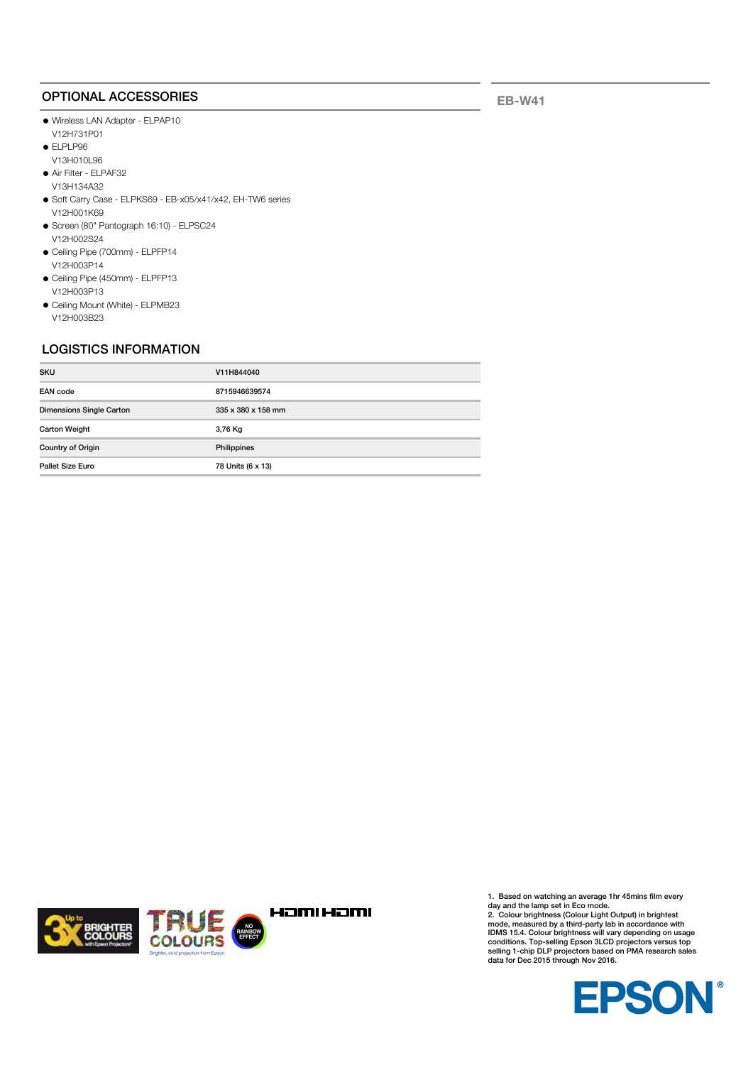## OPTIONAL ACCESSORIES

EB-W41

- Wireless LAN Adapter - ELPAP10
  V12H731P01
- ELPLP96
  V13H010L96
- Air Filter - ELPAF32
  V13H134A32
- Soft Carry Case - ELPKS69 - EB-x05/x41/x42, EH-TW6 series
  V12H001K69
- Screen (80" Pantograph 16:10) - ELPSC24
  V12H002S24
- Ceiling Pipe (700mm) - ELPFP14
  V12H003P14
- Ceiling Pipe (450mm) - ELPFP13
  V12H003P13
- Ceiling Mount (White) - ELPMB23
  V12H003B23

## LOGISTICS INFORMATION

| | |
|---|---|
| SKU | V11H844040 |
| EAN code | 8715946639574 |
| Dimensions Single Carton | 335 x 380 x 158 mm |
| Carton Weight | 3,76 Kg |
| Country of Origin | Philippines |
| Pallet Size Euro | 78 Units (6 x 13) |

1. Based on watching an average 1hr 45mins film every day and the lamp set in Eco mode.
2. Colour brightness (Colour Light Output) in brightest mode, measured by a third-party lab in accordance with IDMS 15.4. Colour brightness will vary depending on usage conditions. Top-selling Epson 3LCD projectors versus top selling 1-chip DLP projectors based on PMA research sales data for Dec 2015 through Nov 2016.